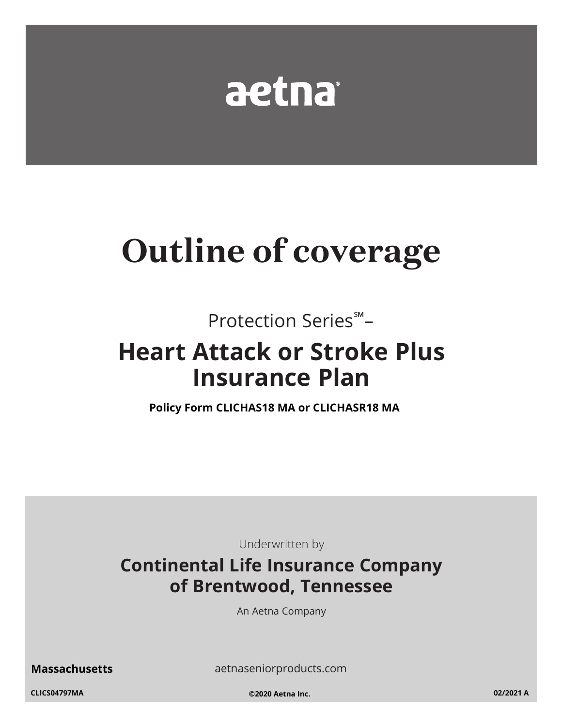aetna®

# Outline of coverage

Protection Series℠–

## Heart Attack or Stroke Plus Insurance Plan

**Policy Form CLICHAS18 MA or CLICHASR18 MA**

Underwritten by

**Continental Life Insurance Company of Brentwood, Tennessee**

An Aetna Company

**Massachusetts**

aetnaseniorproducts.com

**CLICS04797MA** **©2020 Aetna Inc.** **02/2021 A**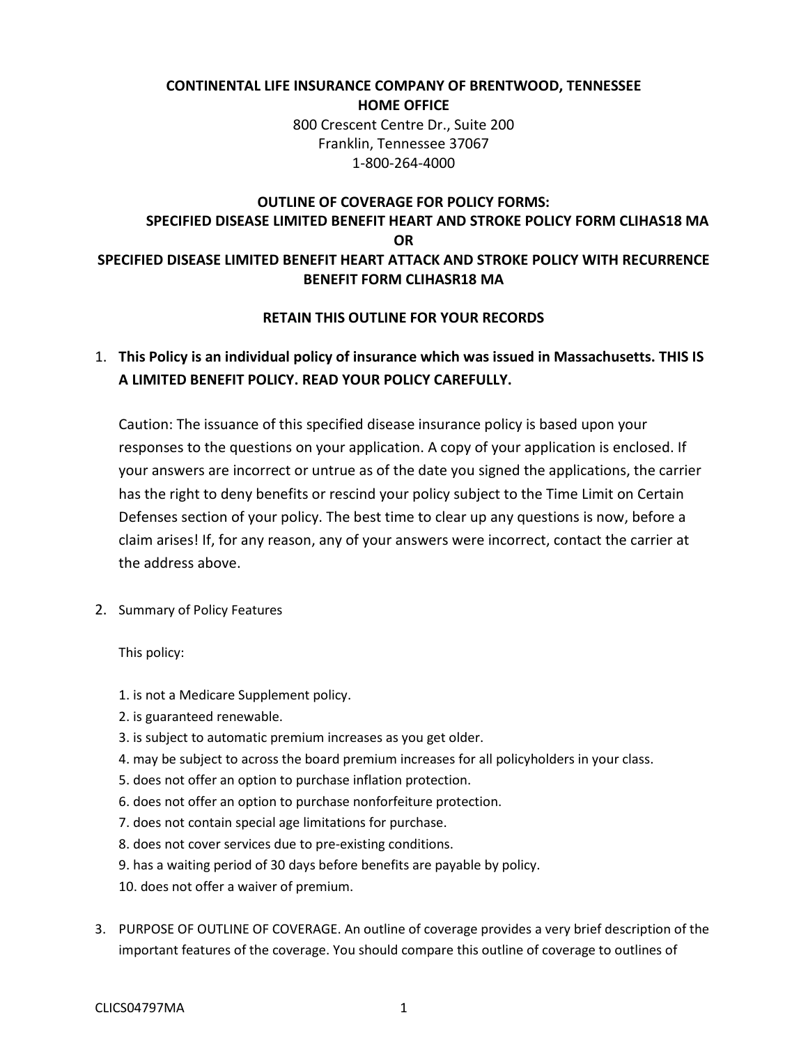**CONTINENTAL LIFE INSURANCE COMPANY OF BRENTWOOD, TENNESSEE**
**HOME OFFICE**
800 Crescent Centre Dr., Suite 200
Franklin, Tennessee 37067
1-800-264-4000

**OUTLINE OF COVERAGE FOR POLICY FORMS:**
**SPECIFIED DISEASE LIMITED BENEFIT HEART AND STROKE POLICY FORM CLIHAS18 MA**
**OR**
**SPECIFIED DISEASE LIMITED BENEFIT HEART ATTACK AND STROKE POLICY WITH RECURRENCE BENEFIT FORM CLIHASR18 MA**

**RETAIN THIS OUTLINE FOR YOUR RECORDS**

1. **This Policy is an individual policy of insurance which was issued in Massachusetts. THIS IS A LIMITED BENEFIT POLICY. READ YOUR POLICY CAREFULLY.**

   Caution: The issuance of this specified disease insurance policy is based upon your responses to the questions on your application. A copy of your application is enclosed. If your answers are incorrect or untrue as of the date you signed the applications, the carrier has the right to deny benefits or rescind your policy subject to the Time Limit on Certain Defenses section of your policy. The best time to clear up any questions is now, before a claim arises! If, for any reason, any of your answers were incorrect, contact the carrier at the address above.

2. Summary of Policy Features

   This policy:

   1. is not a Medicare Supplement policy.
   2. is guaranteed renewable.
   3. is subject to automatic premium increases as you get older.
   4. may be subject to across the board premium increases for all policyholders in your class.
   5. does not offer an option to purchase inflation protection.
   6. does not offer an option to purchase nonforfeiture protection.
   7. does not contain special age limitations for purchase.
   8. does not cover services due to pre-existing conditions.
   9. has a waiting period of 30 days before benefits are payable by policy.
   10. does not offer a waiver of premium.

3. PURPOSE OF OUTLINE OF COVERAGE. An outline of coverage provides a very brief description of the important features of the coverage. You should compare this outline of coverage to outlines of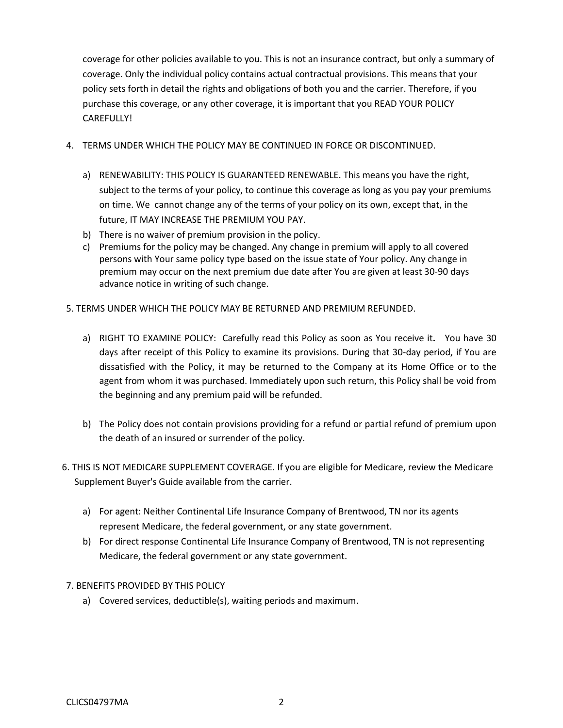coverage for other policies available to you. This is not an insurance contract, but only a summary of coverage. Only the individual policy contains actual contractual provisions. This means that your policy sets forth in detail the rights and obligations of both you and the carrier. Therefore, if you purchase this coverage, or any other coverage, it is important that you READ YOUR POLICY CAREFULLY!

4. TERMS UNDER WHICH THE POLICY MAY BE CONTINUED IN FORCE OR DISCONTINUED.

   a) RENEWABILITY: THIS POLICY IS GUARANTEED RENEWABLE. This means you have the right, subject to the terms of your policy, to continue this coverage as long as you pay your premiums on time. We cannot change any of the terms of your policy on its own, except that, in the future, IT MAY INCREASE THE PREMIUM YOU PAY.
   b) There is no waiver of premium provision in the policy.
   c) Premiums for the policy may be changed. Any change in premium will apply to all covered persons with Your same policy type based on the issue state of Your policy. Any change in premium may occur on the next premium due date after You are given at least 30-90 days advance notice in writing of such change.

5. TERMS UNDER WHICH THE POLICY MAY BE RETURNED AND PREMIUM REFUNDED.

   a) RIGHT TO EXAMINE POLICY: Carefully read this Policy as soon as You receive it**.** You have 30 days after receipt of this Policy to examine its provisions. During that 30-day period, if You are dissatisfied with the Policy, it may be returned to the Company at its Home Office or to the agent from whom it was purchased. Immediately upon such return, this Policy shall be void from the beginning and any premium paid will be refunded.

   b) The Policy does not contain provisions providing for a refund or partial refund of premium upon the death of an insured or surrender of the policy.

6. THIS IS NOT MEDICARE SUPPLEMENT COVERAGE. If you are eligible for Medicare, review the Medicare Supplement Buyer's Guide available from the carrier.

   a) For agent: Neither Continental Life Insurance Company of Brentwood, TN nor its agents represent Medicare, the federal government, or any state government.
   b) For direct response Continental Life Insurance Company of Brentwood, TN is not representing Medicare, the federal government or any state government.

7. BENEFITS PROVIDED BY THIS POLICY

   a) Covered services, deductible(s), waiting periods and maximum.

CLICS04797MA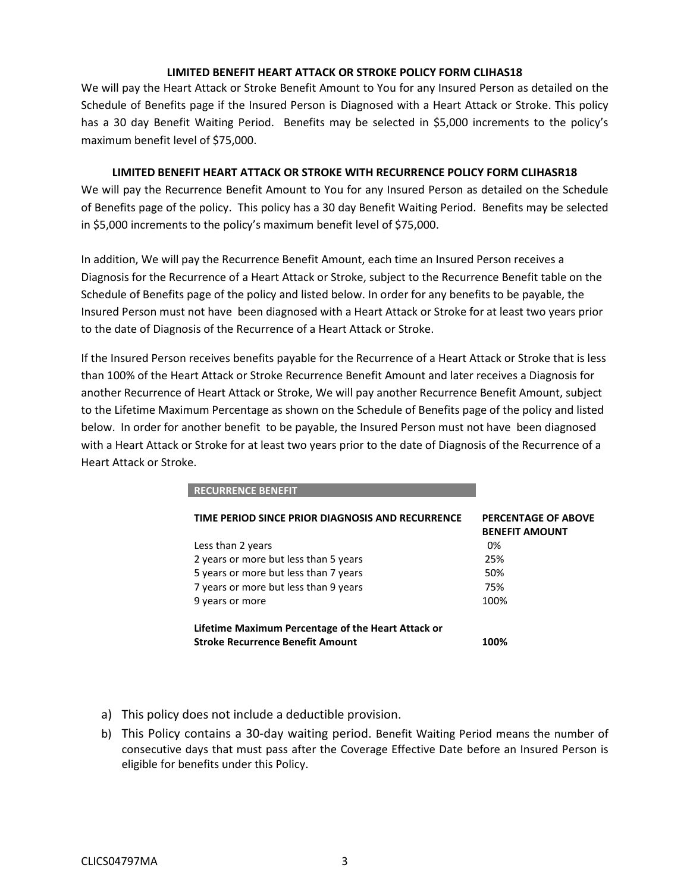### LIMITED BENEFIT HEART ATTACK OR STROKE POLICY FORM CLIHAS18

We will pay the Heart Attack or Stroke Benefit Amount to You for any Insured Person as detailed on the Schedule of Benefits page if the Insured Person is Diagnosed with a Heart Attack or Stroke. This policy has a 30 day Benefit Waiting Period. Benefits may be selected in $5,000 increments to the policy's maximum benefit level of $75,000.

### LIMITED BENEFIT HEART ATTACK OR STROKE WITH RECURRENCE POLICY FORM CLIHASR18

We will pay the Recurrence Benefit Amount to You for any Insured Person as detailed on the Schedule of Benefits page of the policy. This policy has a 30 day Benefit Waiting Period. Benefits may be selected in $5,000 increments to the policy's maximum benefit level of $75,000.

In addition, We will pay the Recurrence Benefit Amount, each time an Insured Person receives a Diagnosis for the Recurrence of a Heart Attack or Stroke, subject to the Recurrence Benefit table on the Schedule of Benefits page of the policy and listed below. In order for any benefits to be payable, the Insured Person must not have been diagnosed with a Heart Attack or Stroke for at least two years prior to the date of Diagnosis of the Recurrence of a Heart Attack or Stroke.

If the Insured Person receives benefits payable for the Recurrence of a Heart Attack or Stroke that is less than 100% of the Heart Attack or Stroke Recurrence Benefit Amount and later receives a Diagnosis for another Recurrence of Heart Attack or Stroke, We will pay another Recurrence Benefit Amount, subject to the Lifetime Maximum Percentage as shown on the Schedule of Benefits page of the policy and listed below. In order for another benefit to be payable, the Insured Person must not have been diagnosed with a Heart Attack or Stroke for at least two years prior to the date of Diagnosis of the Recurrence of a Heart Attack or Stroke.

**RECURRENCE BENEFIT**

| TIME PERIOD SINCE PRIOR DIAGNOSIS AND RECURRENCE | PERCENTAGE OF ABOVE BENEFIT AMOUNT |
|---|---|
| Less than 2 years | 0% |
| 2 years or more but less than 5 years | 25% |
| 5 years or more but less than 7 years | 50% |
| 7 years or more but less than 9 years | 75% |
| 9 years or more | 100% |
| **Lifetime Maximum Percentage of the Heart Attack or Stroke Recurrence Benefit Amount** | **100%** |

a) This policy does not include a deductible provision.
b) This Policy contains a 30-day waiting period. Benefit Waiting Period means the number of consecutive days that must pass after the Coverage Effective Date before an Insured Person is eligible for benefits under this Policy.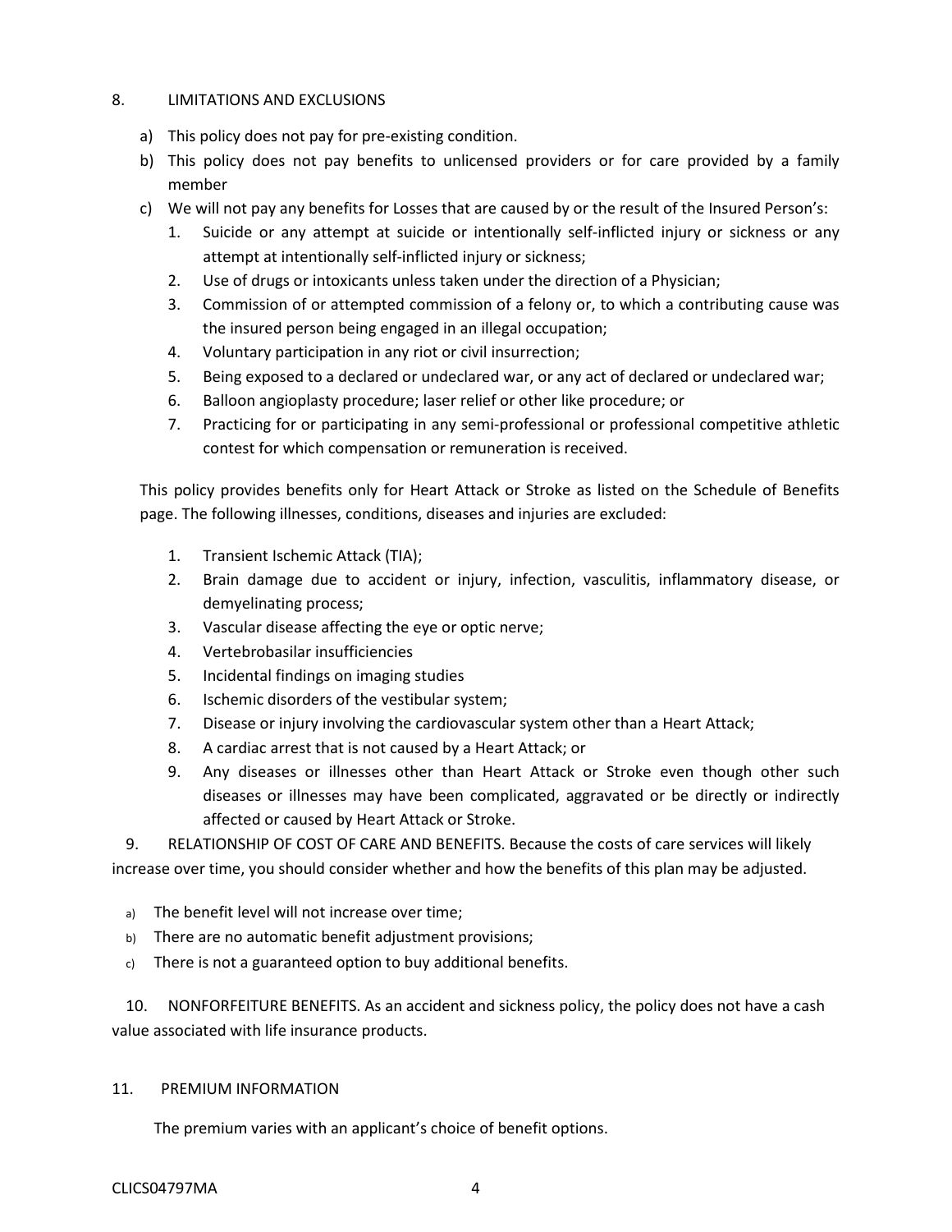## 8. LIMITATIONS AND EXCLUSIONS

a) This policy does not pay for pre-existing condition.

b) This policy does not pay benefits to unlicensed providers or for care provided by a family member

c) We will not pay any benefits for Losses that are caused by or the result of the Insured Person's:

1. Suicide or any attempt at suicide or intentionally self-inflicted injury or sickness or any attempt at intentionally self-inflicted injury or sickness;
2. Use of drugs or intoxicants unless taken under the direction of a Physician;
3. Commission of or attempted commission of a felony or, to which a contributing cause was the insured person being engaged in an illegal occupation;
4. Voluntary participation in any riot or civil insurrection;
5. Being exposed to a declared or undeclared war, or any act of declared or undeclared war;
6. Balloon angioplasty procedure; laser relief or other like procedure; or
7. Practicing for or participating in any semi-professional or professional competitive athletic contest for which compensation or remuneration is received.

This policy provides benefits only for Heart Attack or Stroke as listed on the Schedule of Benefits page. The following illnesses, conditions, diseases and injuries are excluded:

1. Transient Ischemic Attack (TIA);
2. Brain damage due to accident or injury, infection, vasculitis, inflammatory disease, or demyelinating process;
3. Vascular disease affecting the eye or optic nerve;
4. Vertebrobasilar insufficiencies
5. Incidental findings on imaging studies
6. Ischemic disorders of the vestibular system;
7. Disease or injury involving the cardiovascular system other than a Heart Attack;
8. A cardiac arrest that is not caused by a Heart Attack; or
9. Any diseases or illnesses other than Heart Attack or Stroke even though other such diseases or illnesses may have been complicated, aggravated or be directly or indirectly affected or caused by Heart Attack or Stroke.

## 9. RELATIONSHIP OF COST OF CARE AND BENEFITS.

Because the costs of care services will likely increase over time, you should consider whether and how the benefits of this plan may be adjusted.

a) The benefit level will not increase over time;

b) There are no automatic benefit adjustment provisions;

c) There is not a guaranteed option to buy additional benefits.

## 10. NONFORFEITURE BENEFITS.

As an accident and sickness policy, the policy does not have a cash value associated with life insurance products.

## 11. PREMIUM INFORMATION

The premium varies with an applicant's choice of benefit options.

CLICS04797MA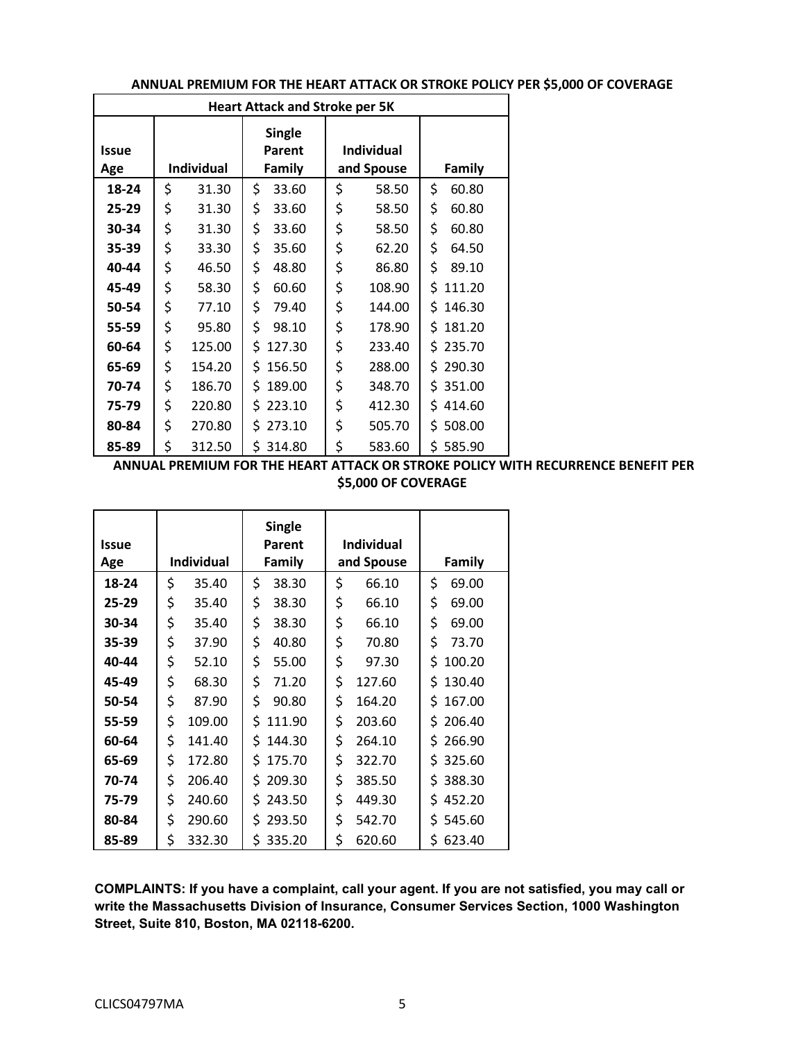**ANNUAL PREMIUM FOR THE HEART ATTACK OR STROKE POLICY PER $5,000 OF COVERAGE**

| Heart Attack and Stroke per 5K | | | | |
|---|---|---|---|---|
| **Issue Age** | **Individual** | **Single Parent Family** | **Individual and Spouse** | **Family** |
| **18-24** | $ 31.30 | $ 33.60 | $ 58.50 | $ 60.80 |
| **25-29** | $ 31.30 | $ 33.60 | $ 58.50 | $ 60.80 |
| **30-34** | $ 31.30 | $ 33.60 | $ 58.50 | $ 60.80 |
| **35-39** | $ 33.30 | $ 35.60 | $ 62.20 | $ 64.50 |
| **40-44** | $ 46.50 | $ 48.80 | $ 86.80 | $ 89.10 |
| **45-49** | $ 58.30 | $ 60.60 | $ 108.90 | $ 111.20 |
| **50-54** | $ 77.10 | $ 79.40 | $ 144.00 | $ 146.30 |
| **55-59** | $ 95.80 | $ 98.10 | $ 178.90 | $ 181.20 |
| **60-64** | $ 125.00 | $ 127.30 | $ 233.40 | $ 235.70 |
| **65-69** | $ 154.20 | $ 156.50 | $ 288.00 | $ 290.30 |
| **70-74** | $ 186.70 | $ 189.00 | $ 348.70 | $ 351.00 |
| **75-79** | $ 220.80 | $ 223.10 | $ 412.30 | $ 414.60 |
| **80-84** | $ 270.80 | $ 273.10 | $ 505.70 | $ 508.00 |
| **85-89** | $ 312.50 | $ 314.80 | $ 583.60 | $ 585.90 |

**ANNUAL PREMIUM FOR THE HEART ATTACK OR STROKE POLICY WITH RECURRENCE BENEFIT PER $5,000 OF COVERAGE**

| Issue Age | Individual | Single Parent Family | Individual and Spouse | Family |
|---|---|---|---|---|
| **18-24** | $ 35.40 | $ 38.30 | $ 66.10 | $ 69.00 |
| **25-29** | $ 35.40 | $ 38.30 | $ 66.10 | $ 69.00 |
| **30-34** | $ 35.40 | $ 38.30 | $ 66.10 | $ 69.00 |
| **35-39** | $ 37.90 | $ 40.80 | $ 70.80 | $ 73.70 |
| **40-44** | $ 52.10 | $ 55.00 | $ 97.30 | $ 100.20 |
| **45-49** | $ 68.30 | $ 71.20 | $ 127.60 | $ 130.40 |
| **50-54** | $ 87.90 | $ 90.80 | $ 164.20 | $ 167.00 |
| **55-59** | $ 109.00 | $ 111.90 | $ 203.60 | $ 206.40 |
| **60-64** | $ 141.40 | $ 144.30 | $ 264.10 | $ 266.90 |
| **65-69** | $ 172.80 | $ 175.70 | $ 322.70 | $ 325.60 |
| **70-74** | $ 206.40 | $ 209.30 | $ 385.50 | $ 388.30 |
| **75-79** | $ 240.60 | $ 243.50 | $ 449.30 | $ 452.20 |
| **80-84** | $ 290.60 | $ 293.50 | $ 542.70 | $ 545.60 |
| **85-89** | $ 332.30 | $ 335.20 | $ 620.60 | $ 623.40 |

**COMPLAINTS: If you have a complaint, call your agent. If you are not satisfied, you may call or write the Massachusetts Division of Insurance, Consumer Services Section, 1000 Washington Street, Suite 810, Boston, MA 02118-6200.**

CLICS04797MA